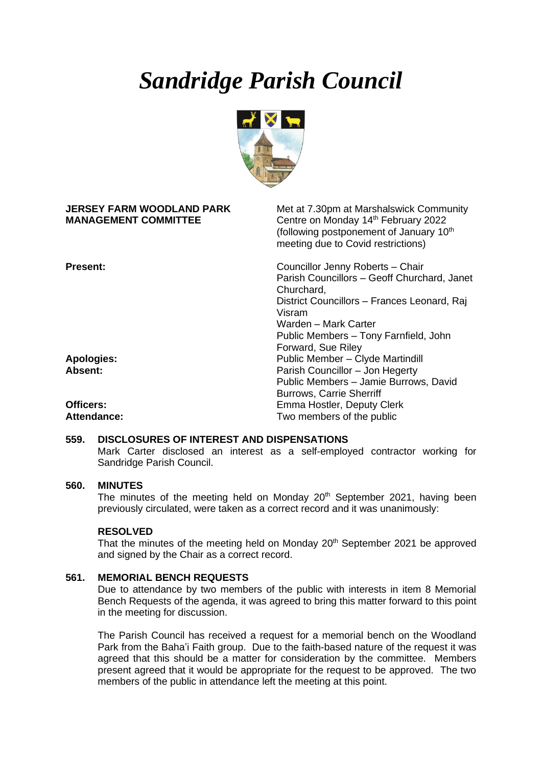# *Sandridge Parish Council*

| | |
|---|---|
| **JERSEY FARM WOODLAND PARK MANAGEMENT COMMITTEE** | Met at 7.30pm at Marshalswick Community Centre on Monday 14th February 2022 (following postponement of January 10th meeting due to Covid restrictions) |
| **Present:** | Councillor Jenny Roberts – Chair<br>Parish Councillors – Geoff Churchard, Janet Churchard,<br>District Councillors – Frances Leonard, Raj Visram<br>Warden – Mark Carter<br>Public Members – Tony Farnfield, John Forward, Sue Riley |
| **Apologies:** | Public Member – Clyde Martindill |
| **Absent:** | Parish Councillor – Jon Hegerty<br>Public Members – Jamie Burrows, David Burrows, Carrie Sherriff |
| **Officers:** | Emma Hostler, Deputy Clerk |
| **Attendance:** | Two members of the public |

**559. DISCLOSURES OF INTEREST AND DISPENSATIONS**

Mark Carter disclosed an interest as a self-employed contractor working for Sandridge Parish Council.

**560. MINUTES**

The minutes of the meeting held on Monday 20th September 2021, having been previously circulated, were taken as a correct record and it was unanimously:

**RESOLVED**

That the minutes of the meeting held on Monday 20th September 2021 be approved and signed by the Chair as a correct record.

**561. MEMORIAL BENCH REQUESTS**

Due to attendance by two members of the public with interests in item 8 Memorial Bench Requests of the agenda, it was agreed to bring this matter forward to this point in the meeting for discussion.

The Parish Council has received a request for a memorial bench on the Woodland Park from the Baha'i Faith group. Due to the faith-based nature of the request it was agreed that this should be a matter for consideration by the committee. Members present agreed that it would be appropriate for the request to be approved. The two members of the public in attendance left the meeting at this point.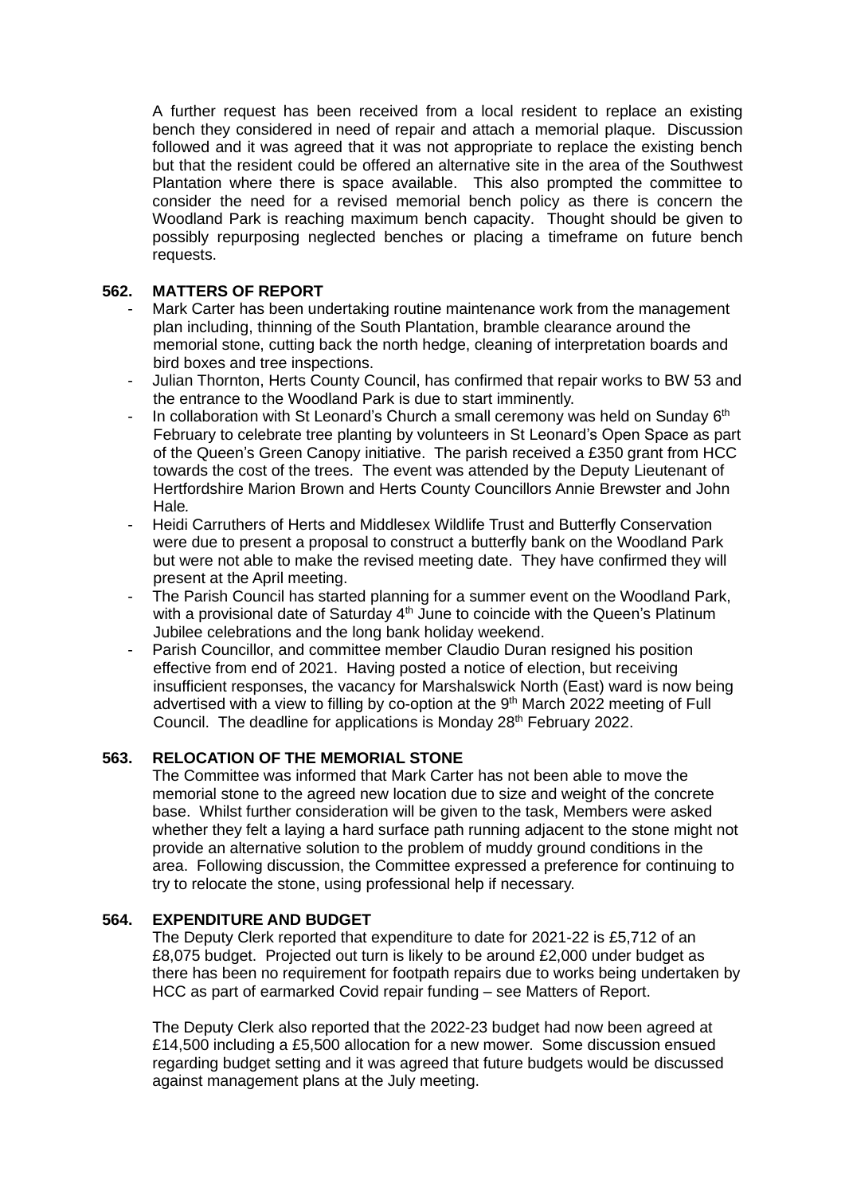A further request has been received from a local resident to replace an existing bench they considered in need of repair and attach a memorial plaque. Discussion followed and it was agreed that it was not appropriate to replace the existing bench but that the resident could be offered an alternative site in the area of the Southwest Plantation where there is space available. This also prompted the committee to consider the need for a revised memorial bench policy as there is concern the Woodland Park is reaching maximum bench capacity. Thought should be given to possibly repurposing neglected benches or placing a timeframe on future bench requests.

**562. MATTERS OF REPORT**

- Mark Carter has been undertaking routine maintenance work from the management plan including, thinning of the South Plantation, bramble clearance around the memorial stone, cutting back the north hedge, cleaning of interpretation boards and bird boxes and tree inspections.
- Julian Thornton, Herts County Council, has confirmed that repair works to BW 53 and the entrance to the Woodland Park is due to start imminently.
- In collaboration with St Leonard's Church a small ceremony was held on Sunday 6th February to celebrate tree planting by volunteers in St Leonard's Open Space as part of the Queen's Green Canopy initiative. The parish received a £350 grant from HCC towards the cost of the trees. The event was attended by the Deputy Lieutenant of Hertfordshire Marion Brown and Herts County Councillors Annie Brewster and John Hale.
- Heidi Carruthers of Herts and Middlesex Wildlife Trust and Butterfly Conservation were due to present a proposal to construct a butterfly bank on the Woodland Park but were not able to make the revised meeting date. They have confirmed they will present at the April meeting.
- The Parish Council has started planning for a summer event on the Woodland Park, with a provisional date of Saturday 4th June to coincide with the Queen's Platinum Jubilee celebrations and the long bank holiday weekend.
- Parish Councillor, and committee member Claudio Duran resigned his position effective from end of 2021. Having posted a notice of election, but receiving insufficient responses, the vacancy for Marshalswick North (East) ward is now being advertised with a view to filling by co-option at the 9th March 2022 meeting of Full Council. The deadline for applications is Monday 28th February 2022.

**563. RELOCATION OF THE MEMORIAL STONE**

The Committee was informed that Mark Carter has not been able to move the memorial stone to the agreed new location due to size and weight of the concrete base. Whilst further consideration will be given to the task, Members were asked whether they felt a laying a hard surface path running adjacent to the stone might not provide an alternative solution to the problem of muddy ground conditions in the area. Following discussion, the Committee expressed a preference for continuing to try to relocate the stone, using professional help if necessary.

**564. EXPENDITURE AND BUDGET**

The Deputy Clerk reported that expenditure to date for 2021-22 is £5,712 of an £8,075 budget. Projected out turn is likely to be around £2,000 under budget as there has been no requirement for footpath repairs due to works being undertaken by HCC as part of earmarked Covid repair funding – see Matters of Report.

The Deputy Clerk also reported that the 2022-23 budget had now been agreed at £14,500 including a £5,500 allocation for a new mower. Some discussion ensued regarding budget setting and it was agreed that future budgets would be discussed against management plans at the July meeting.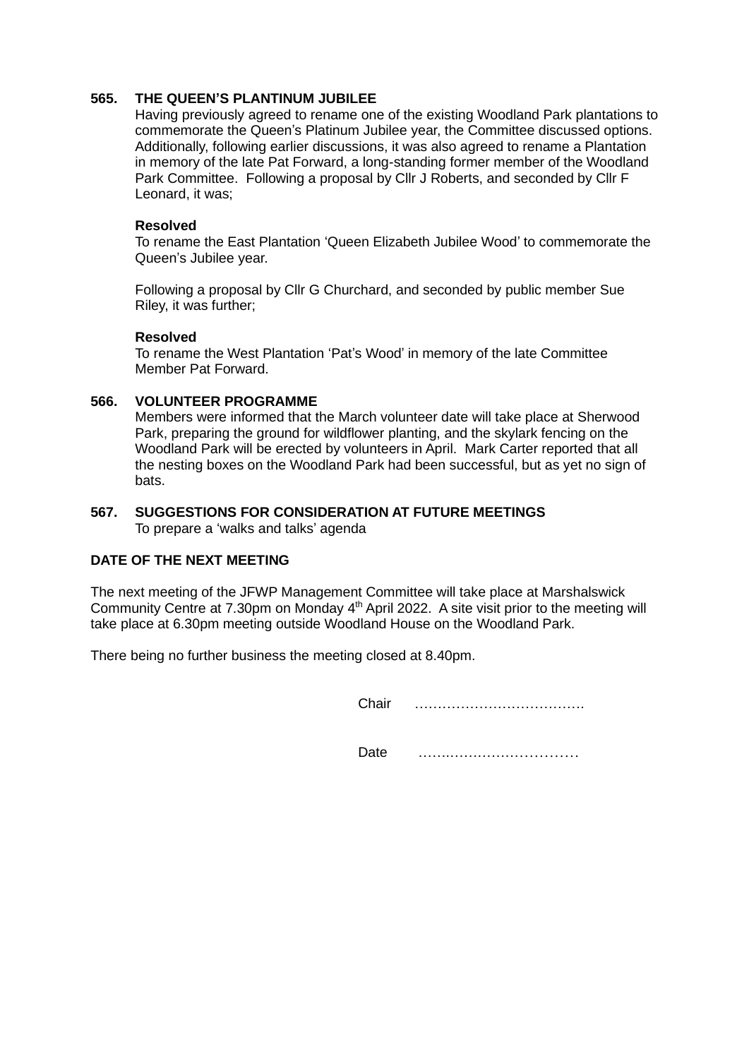**565. THE QUEEN'S PLANTINUM JUBILEE**

Having previously agreed to rename one of the existing Woodland Park plantations to commemorate the Queen's Platinum Jubilee year, the Committee discussed options. Additionally, following earlier discussions, it was also agreed to rename a Plantation in memory of the late Pat Forward, a long-standing former member of the Woodland Park Committee. Following a proposal by Cllr J Roberts, and seconded by Cllr F Leonard, it was;

**Resolved**

To rename the East Plantation 'Queen Elizabeth Jubilee Wood' to commemorate the Queen's Jubilee year.

Following a proposal by Cllr G Churchard, and seconded by public member Sue Riley, it was further;

**Resolved**

To rename the West Plantation 'Pat's Wood' in memory of the late Committee Member Pat Forward.

**566. VOLUNTEER PROGRAMME**

Members were informed that the March volunteer date will take place at Sherwood Park, preparing the ground for wildflower planting, and the skylark fencing on the Woodland Park will be erected by volunteers in April. Mark Carter reported that all the nesting boxes on the Woodland Park had been successful, but as yet no sign of bats.

**567. SUGGESTIONS FOR CONSIDERATION AT FUTURE MEETINGS**

To prepare a 'walks and talks' agenda

**DATE OF THE NEXT MEETING**

The next meeting of the JFWP Management Committee will take place at Marshalswick Community Centre at 7.30pm on Monday 4th April 2022. A site visit prior to the meeting will take place at 6.30pm meeting outside Woodland House on the Woodland Park.

There being no further business the meeting closed at 8.40pm.

Chair ……………………………….

Date …….………………………